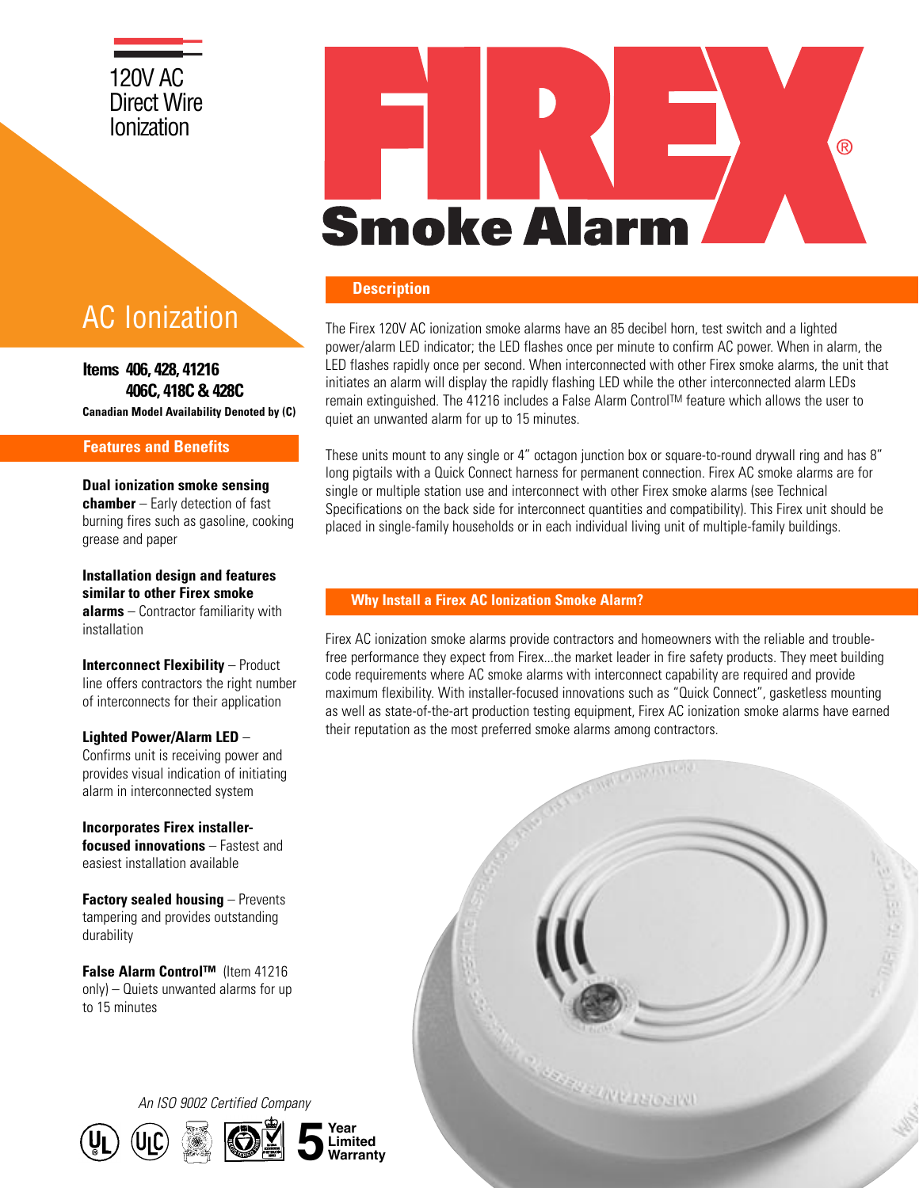120V AC
Direct Wire
Ionization

# FIREX® Smoke Alarm

## AC Ionization

**Items 406, 428, 41216**
**406C, 418C & 428C**

**Canadian Model Availability Denoted by (C)**

## Features and Benefits

**Dual ionization smoke sensing chamber** – Early detection of fast burning fires such as gasoline, cooking grease and paper

**Installation design and features similar to other Firex smoke alarms** – Contractor familiarity with installation

**Interconnect Flexibility** – Product line offers contractors the right number of interconnects for their application

**Lighted Power/Alarm LED** – Confirms unit is receiving power and provides visual indication of initiating alarm in interconnected system

**Incorporates Firex installer-focused innovations** – Fastest and easiest installation available

**Factory sealed housing** – Prevents tampering and provides outstanding durability

**False Alarm Control™** (Item 41216 only) – Quiets unwanted alarms for up to 15 minutes

## Description

The Firex 120V AC ionization smoke alarms have an 85 decibel horn, test switch and a lighted power/alarm LED indicator; the LED flashes once per minute to confirm AC power. When in alarm, the LED flashes rapidly once per second. When interconnected with other Firex smoke alarms, the unit that initiates an alarm will display the rapidly flashing LED while the other interconnected alarm LEDs remain extinguished. The 41216 includes a False Alarm Control™ feature which allows the user to quiet an unwanted alarm for up to 15 minutes.

These units mount to any single or 4" octagon junction box or square-to-round drywall ring and has 8" long pigtails with a Quick Connect harness for permanent connection. Firex AC smoke alarms are for single or multiple station use and interconnect with other Firex smoke alarms (see Technical Specifications on the back side for interconnect quantities and compatibility). This Firex unit should be placed in single-family households or in each individual living unit of multiple-family buildings.

## Why Install a Firex AC Ionization Smoke Alarm?

Firex AC ionization smoke alarms provide contractors and homeowners with the reliable and trouble-free performance they expect from Firex...the market leader in fire safety products. They meet building code requirements where AC smoke alarms with interconnect capability are required and provide maximum flexibility. With installer-focused innovations such as "Quick Connect", gasketless mounting as well as state-of-the-art production testing equipment, Firex AC ionization smoke alarms have earned their reputation as the most preferred smoke alarms among contractors.

*An ISO 9002 Certified Company*

**5 Year Limited Warranty**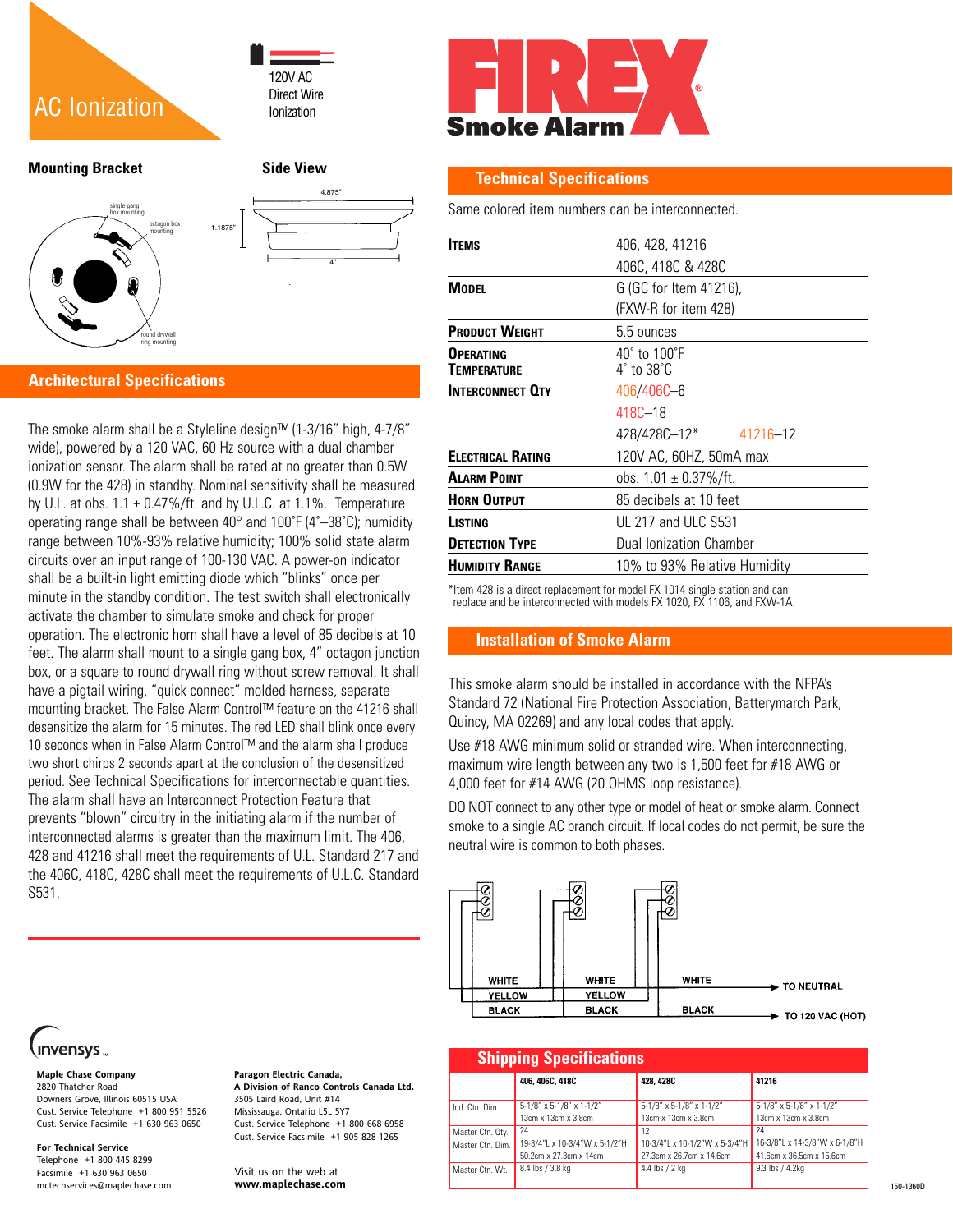AC Ionization

120V AC
Direct Wire
Ionization

# FIREX® Smoke Alarm

## Mounting Bracket

single gang box mounting
octagon box mounting
round drywall ring mounting

## Side View

4.875"
1.1875"
4"

## Architectural Specifications

The smoke alarm shall be a Styleline design™ (1-3/16" high, 4-7/8" wide), powered by a 120 VAC, 60 Hz source with a dual chamber ionization sensor. The alarm shall be rated at no greater than 0.5W (0.9W for the 428) in standby. Nominal sensitivity shall be measured by U.L. at obs. 1.1 ± 0.47%/ft. and by U.L.C. at 1.1%. Temperature operating range shall be between 40° and 100°F (4˚–38°C); humidity range between 10%-93% relative humidity; 100% solid state alarm circuits over an input range of 100-130 VAC. A power-on indicator shall be a built-in light emitting diode which "blinks" once per minute in the standby condition. The test switch shall electronically activate the chamber to simulate smoke and check for proper operation. The electronic horn shall have a level of 85 decibels at 10 feet. The alarm shall mount to a single gang box, 4" octagon junction box, or a square to round drywall ring without screw removal. It shall have a pigtail wiring, "quick connect" molded harness, separate mounting bracket. The False Alarm Control™ feature on the 41216 shall desensitize the alarm for 15 minutes. The red LED shall blink once every 10 seconds when in False Alarm Control™ and the alarm shall produce two short chirps 2 seconds apart at the conclusion of the desensitized period. See Technical Specifications for interconnectable quantities. The alarm shall have an Interconnect Protection Feature that prevents "blown" circuitry in the initiating alarm if the number of interconnected alarms is greater than the maximum limit. The 406, 428 and 41216 shall meet the requirements of U.L. Standard 217 and the 406C, 418C, 428C shall meet the requirements of U.L.C. Standard S531.

## Technical Specifications

Same colored item numbers can be interconnected.

| | |
|---|---|
| **Items** | 406, 428, 41216<br>406C, 418C & 428C |
| **Model** | G (GC for Item 41216),<br>(FXW-R for item 428) |
| **Product Weight** | 5.5 ounces |
| **Operating Temperature** | 40˚ to 100˚F<br>4˚ to 38˚C |
| **Interconnect Qty** | 406/406C–6<br>418C–18<br>428/428C–12* 41216–12 |
| **Electrical Rating** | 120V AC, 60HZ, 50mA max |
| **Alarm Point** | obs. 1.01 ± 0.37%/ft. |
| **Horn Output** | 85 decibels at 10 feet |
| **Listing** | UL 217 and ULC S531 |
| **Detection Type** | Dual Ionization Chamber |
| **Humidity Range** | 10% to 93% Relative Humidity |

*Item 428 is a direct replacement for model FX 1014 single station and can replace and be interconnected with models FX 1020, FX 1106, and FXW-1A.

## Installation of Smoke Alarm

This smoke alarm should be installed in accordance with the NFPA's Standard 72 (National Fire Protection Association, Batterymarch Park, Quincy, MA 02269) and any local codes that apply.

Use #18 AWG minimum solid or stranded wire. When interconnecting, maximum wire length between any two is 1,500 feet for #18 AWG or 4,000 feet for #14 AWG (20 OHMS loop resistance).

DO NOT connect to any other type or model of heat or smoke alarm. Connect smoke to a single AC branch circuit. If local codes do not permit, be sure the neutral wire is common to both phases.

WHITE
YELLOW
BLACK
WHITE
YELLOW
BLACK
WHITE
BLACK
TO NEUTRAL
TO 120 VAC (HOT)

## Shipping Specifications

| | 406, 406C, 418C | 428, 428C | 41216 |
|---|---|---|---|
| Ind. Ctn. Dim. | 5-1/8" x 5-1/8" x 1-1/2"<br>13cm x 13cm x 3.8cm | 5-1/8" x 5-1/8" x 1-1/2"<br>13cm x 13cm x 3.8cm | 5-1/8" x 5-1/8" x 1-1/2"<br>13cm x 13cm x 3.8cm |
| Master Ctn. Qty. | 24 | 12 | 24 |
| Master Ctn. Dim. | 19-3/4"L x 10-3/4"W x 5-1/2"H<br>50.2cm x 27.3cm x 14cm | 10-3/4"L x 10-1/2"W x 5-3/4"H<br>27.3cm x 26.7cm x 14.6cm | 16-3/8"L x 14-3/8"W x 6-1/8"H<br>41.6cm x 36.5cm x 15.6cm |
| Master Ctn. Wt. | 8.4 lbs / 3.8 kg | 4.4 lbs / 2 kg | 9.3 lbs / 4.2kg |

Invensys™

**Maple Chase Company**
2820 Thatcher Road
Downers Grove, Illinois 60515 USA
Cust. Service Telephone +1 800 951 5526
Cust. Service Facsimile +1 630 963 0650

**For Technical Service**
Telephone +1 800 445 8299
Facsimile +1 630 963 0650
mctechservices@maplechase.com

**Paragon Electric Canada,**
**A Division of Ranco Controls Canada Ltd.**
3505 Laird Road, Unit #14
Mississauga, Ontario L5L 5Y7
Cust. Service Telephone +1 800 668 6958
Cust. Service Facsimile +1 905 828 1265

Visit us on the web at
**www.maplechase.com**

150-1360D